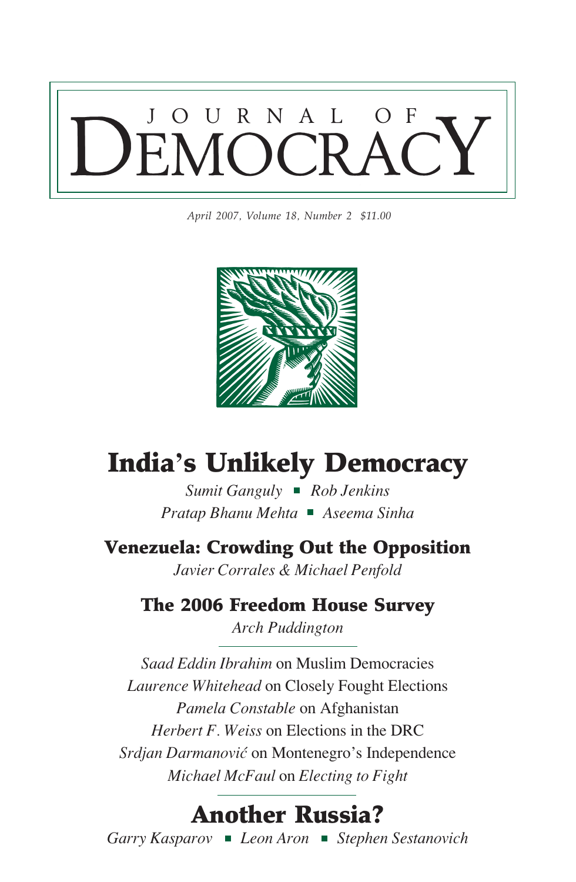# JOURNAL OF DEMOCRACY

*April 2007, Volume 18, Number 2 $11.00*

## India's Unlikely Democracy

*Sumit Ganguly* ▪ *Rob Jenkins*
*Pratap Bhanu Mehta* ▪ *Aseema Sinha*

## Venezuela: Crowding Out the Opposition

*Javier Corrales & Michael Penfold*

## The 2006 Freedom House Survey

*Arch Puddington*

---

*Saad Eddin Ibrahim* on Muslim Democracies
*Laurence Whitehead* on Closely Fought Elections
*Pamela Constable* on Afghanistan
*Herbert F. Weiss* on Elections in the DRC
*Srdjan Darmanović* on Montenegro's Independence
*Michael McFaul* on *Electing to Fight*

---

## Another Russia?

*Garry Kasparov* ▪ *Leon Aron* ▪ *Stephen Sestanovich*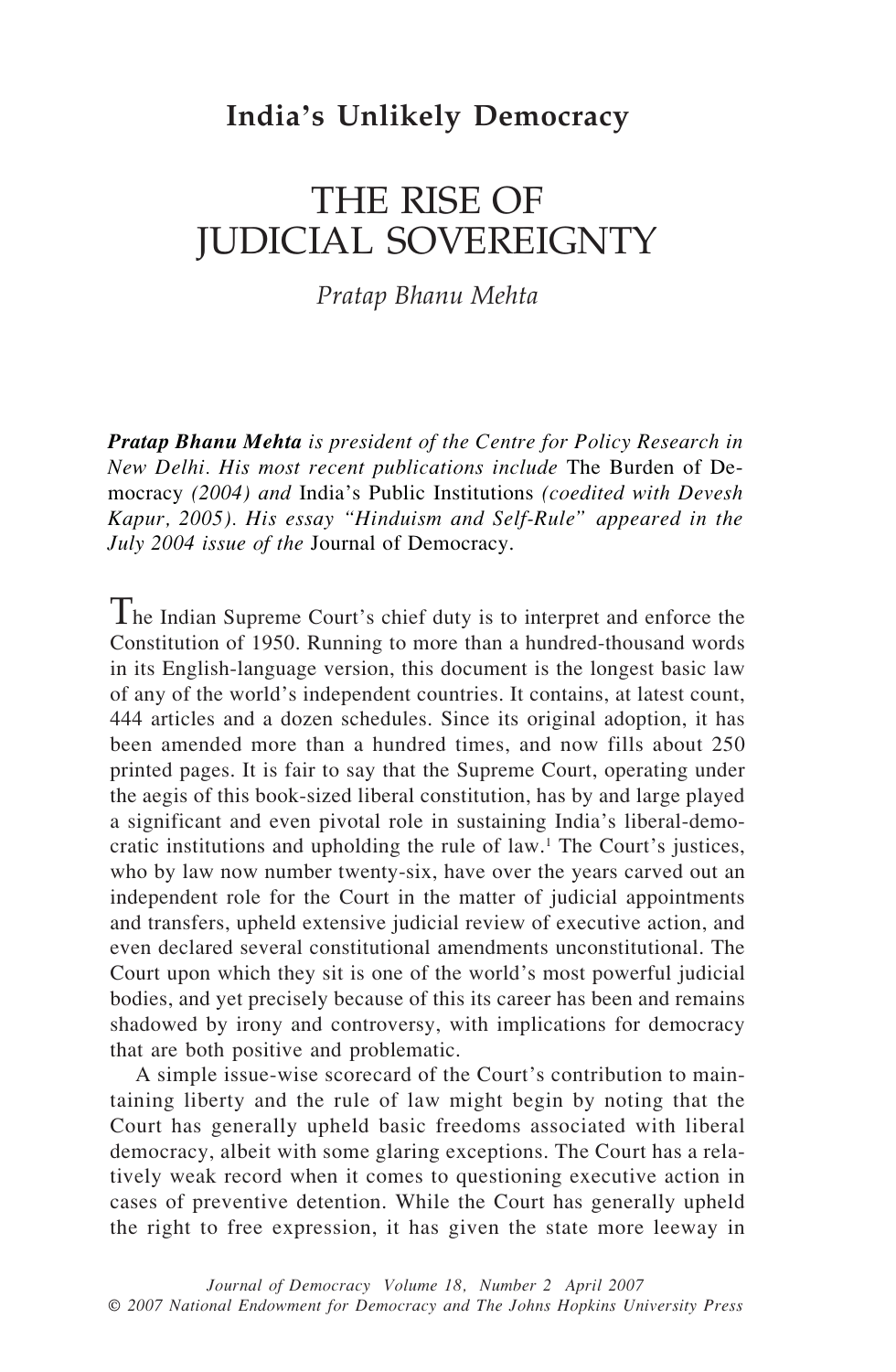**India's Unlikely Democracy**

# THE RISE OF JUDICIAL SOVEREIGNTY

*Pratap Bhanu Mehta*

***Pratap Bhanu Mehta*** *is president of the Centre for Policy Research in New Delhi. His most recent publications include* The Burden of Democracy *(2004) and* India's Public Institutions *(coedited with Devesh Kapur, 2005). His essay "Hinduism and Self-Rule" appeared in the July 2004 issue of the* Journal of Democracy.

The Indian Supreme Court's chief duty is to interpret and enforce the Constitution of 1950. Running to more than a hundred-thousand words in its English-language version, this document is the longest basic law of any of the world's independent countries. It contains, at latest count, 444 articles and a dozen schedules. Since its original adoption, it has been amended more than a hundred times, and now fills about 250 printed pages. It is fair to say that the Supreme Court, operating under the aegis of this book-sized liberal constitution, has by and large played a significant and even pivotal role in sustaining India's liberal-democratic institutions and upholding the rule of law.[1] The Court's justices, who by law now number twenty-six, have over the years carved out an independent role for the Court in the matter of judicial appointments and transfers, upheld extensive judicial review of executive action, and even declared several constitutional amendments unconstitutional. The Court upon which they sit is one of the world's most powerful judicial bodies, and yet precisely because of this its career has been and remains shadowed by irony and controversy, with implications for democracy that are both positive and problematic.

A simple issue-wise scorecard of the Court's contribution to maintaining liberty and the rule of law might begin by noting that the Court has generally upheld basic freedoms associated with liberal democracy, albeit with some glaring exceptions. The Court has a relatively weak record when it comes to questioning executive action in cases of preventive detention. While the Court has generally upheld the right to free expression, it has given the state more leeway in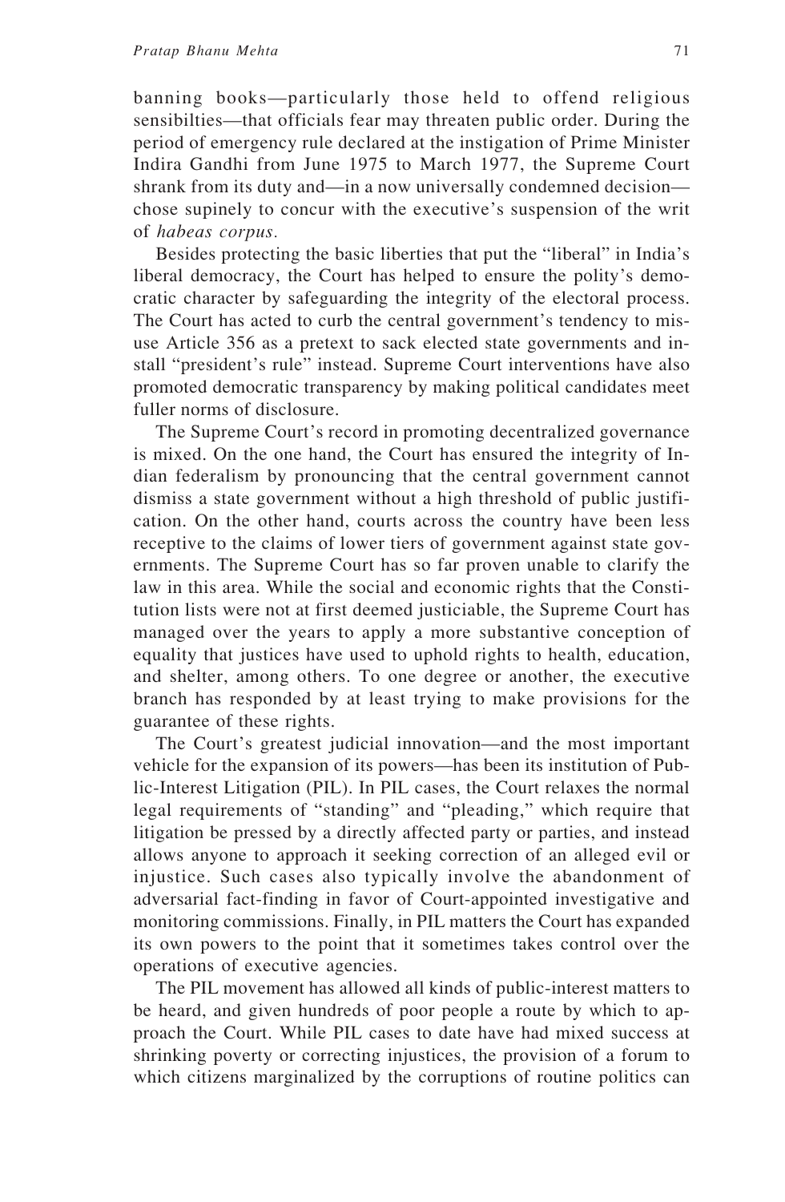banning books—particularly those held to offend religious sensibilties—that officials fear may threaten public order. During the period of emergency rule declared at the instigation of Prime Minister Indira Gandhi from June 1975 to March 1977, the Supreme Court shrank from its duty and—in a now universally condemned decision—chose supinely to concur with the executive's suspension of the writ of *habeas corpus.*

Besides protecting the basic liberties that put the "liberal" in India's liberal democracy, the Court has helped to ensure the polity's democratic character by safeguarding the integrity of the electoral process. The Court has acted to curb the central government's tendency to misuse Article 356 as a pretext to sack elected state governments and install "president's rule" instead. Supreme Court interventions have also promoted democratic transparency by making political candidates meet fuller norms of disclosure.

The Supreme Court's record in promoting decentralized governance is mixed. On the one hand, the Court has ensured the integrity of Indian federalism by pronouncing that the central government cannot dismiss a state government without a high threshold of public justification. On the other hand, courts across the country have been less receptive to the claims of lower tiers of government against state governments. The Supreme Court has so far proven unable to clarify the law in this area. While the social and economic rights that the Constitution lists were not at first deemed justiciable, the Supreme Court has managed over the years to apply a more substantive conception of equality that justices have used to uphold rights to health, education, and shelter, among others. To one degree or another, the executive branch has responded by at least trying to make provisions for the guarantee of these rights.

The Court's greatest judicial innovation—and the most important vehicle for the expansion of its powers—has been its institution of Public-Interest Litigation (PIL). In PIL cases, the Court relaxes the normal legal requirements of "standing" and "pleading," which require that litigation be pressed by a directly affected party or parties, and instead allows anyone to approach it seeking correction of an alleged evil or injustice. Such cases also typically involve the abandonment of adversarial fact-finding in favor of Court-appointed investigative and monitoring commissions. Finally, in PIL matters the Court has expanded its own powers to the point that it sometimes takes control over the operations of executive agencies.

The PIL movement has allowed all kinds of public-interest matters to be heard, and given hundreds of poor people a route by which to approach the Court. While PIL cases to date have had mixed success at shrinking poverty or correcting injustices, the provision of a forum to which citizens marginalized by the corruptions of routine politics can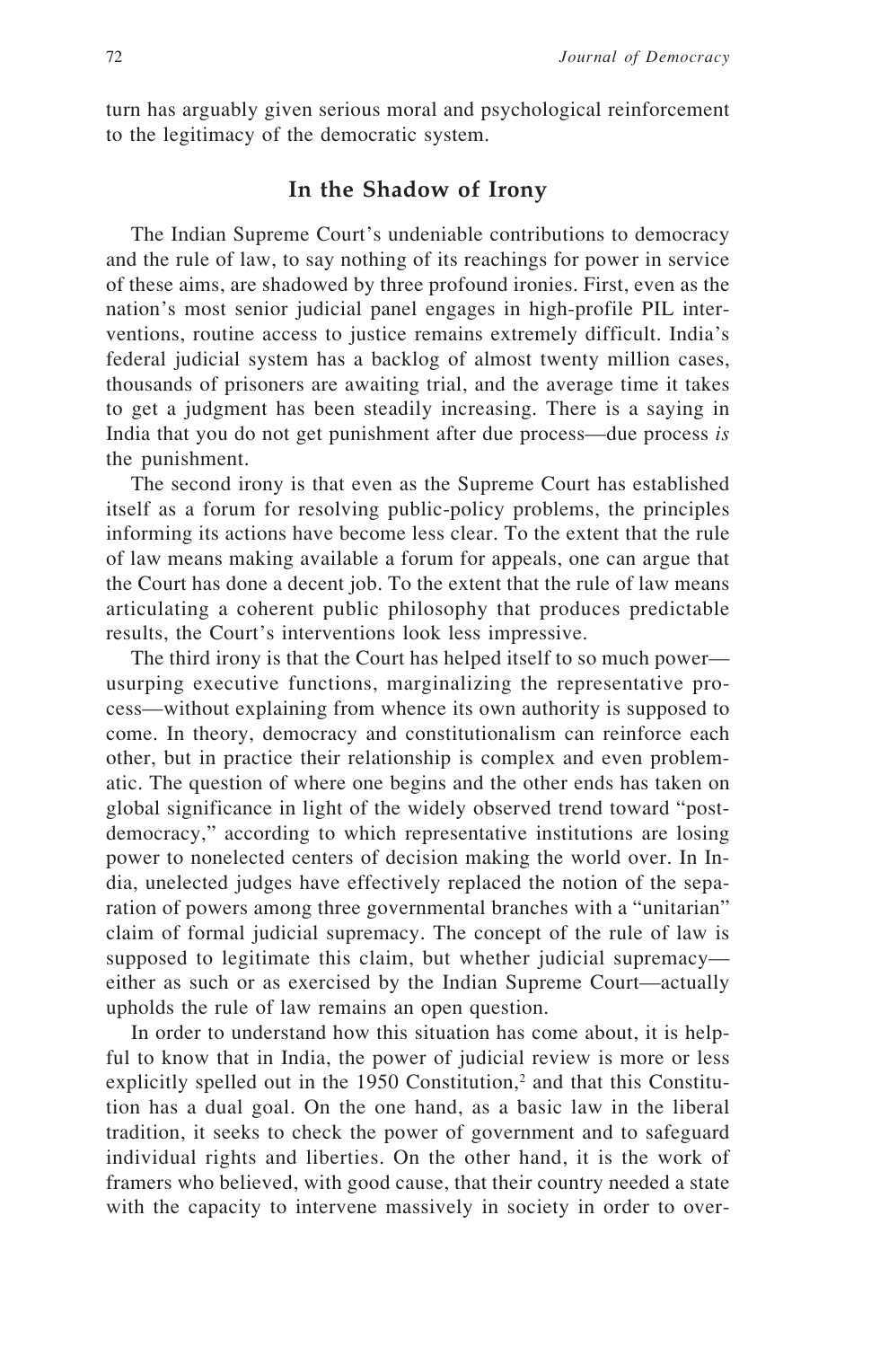turn has arguably given serious moral and psychological reinforcement to the legitimacy of the democratic system.

## In the Shadow of Irony

The Indian Supreme Court's undeniable contributions to democracy and the rule of law, to say nothing of its reachings for power in service of these aims, are shadowed by three profound ironies. First, even as the nation's most senior judicial panel engages in high-profile PIL interventions, routine access to justice remains extremely difficult. India's federal judicial system has a backlog of almost twenty million cases, thousands of prisoners are awaiting trial, and the average time it takes to get a judgment has been steadily increasing. There is a saying in India that you do not get punishment after due process—due process *is* the punishment.

The second irony is that even as the Supreme Court has established itself as a forum for resolving public-policy problems, the principles informing its actions have become less clear. To the extent that the rule of law means making available a forum for appeals, one can argue that the Court has done a decent job. To the extent that the rule of law means articulating a coherent public philosophy that produces predictable results, the Court's interventions look less impressive.

The third irony is that the Court has helped itself to so much power—usurping executive functions, marginalizing the representative process—without explaining from whence its own authority is supposed to come. In theory, democracy and constitutionalism can reinforce each other, but in practice their relationship is complex and even problematic. The question of where one begins and the other ends has taken on global significance in light of the widely observed trend toward "post-democracy," according to which representative institutions are losing power to nonelected centers of decision making the world over. In India, unelected judges have effectively replaced the notion of the separation of powers among three governmental branches with a "unitarian" claim of formal judicial supremacy. The concept of the rule of law is supposed to legitimate this claim, but whether judicial supremacy—either as such or as exercised by the Indian Supreme Court—actually upholds the rule of law remains an open question.

In order to understand how this situation has come about, it is helpful to know that in India, the power of judicial review is more or less explicitly spelled out in the 1950 Constitution,[2] and that this Constitution has a dual goal. On the one hand, as a basic law in the liberal tradition, it seeks to check the power of government and to safeguard individual rights and liberties. On the other hand, it is the work of framers who believed, with good cause, that their country needed a state with the capacity to intervene massively in society in order to over-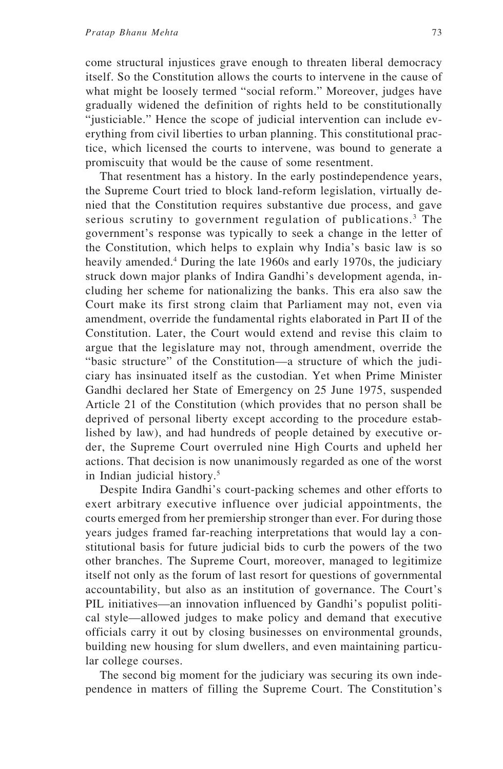come structural injustices grave enough to threaten liberal democracy itself. So the Constitution allows the courts to intervene in the cause of what might be loosely termed "social reform." Moreover, judges have gradually widened the definition of rights held to be constitutionally "justiciable." Hence the scope of judicial intervention can include everything from civil liberties to urban planning. This constitutional practice, which licensed the courts to intervene, was bound to generate a promiscuity that would be the cause of some resentment.

That resentment has a history. In the early postindependence years, the Supreme Court tried to block land-reform legislation, virtually denied that the Constitution requires substantive due process, and gave serious scrutiny to government regulation of publications.[3] The government's response was typically to seek a change in the letter of the Constitution, which helps to explain why India's basic law is so heavily amended.[4] During the late 1960s and early 1970s, the judiciary struck down major planks of Indira Gandhi's development agenda, including her scheme for nationalizing the banks. This era also saw the Court make its first strong claim that Parliament may not, even via amendment, override the fundamental rights elaborated in Part II of the Constitution. Later, the Court would extend and revise this claim to argue that the legislature may not, through amendment, override the "basic structure" of the Constitution—a structure of which the judiciary has insinuated itself as the custodian. Yet when Prime Minister Gandhi declared her State of Emergency on 25 June 1975, suspended Article 21 of the Constitution (which provides that no person shall be deprived of personal liberty except according to the procedure established by law), and had hundreds of people detained by executive order, the Supreme Court overruled nine High Courts and upheld her actions. That decision is now unanimously regarded as one of the worst in Indian judicial history.[5]

Despite Indira Gandhi's court-packing schemes and other efforts to exert arbitrary executive influence over judicial appointments, the courts emerged from her premiership stronger than ever. For during those years judges framed far-reaching interpretations that would lay a constitutional basis for future judicial bids to curb the powers of the two other branches. The Supreme Court, moreover, managed to legitimize itself not only as the forum of last resort for questions of governmental accountability, but also as an institution of governance. The Court's PIL initiatives—an innovation influenced by Gandhi's populist political style—allowed judges to make policy and demand that executive officials carry it out by closing businesses on environmental grounds, building new housing for slum dwellers, and even maintaining particular college courses.

The second big moment for the judiciary was securing its own independence in matters of filling the Supreme Court. The Constitution's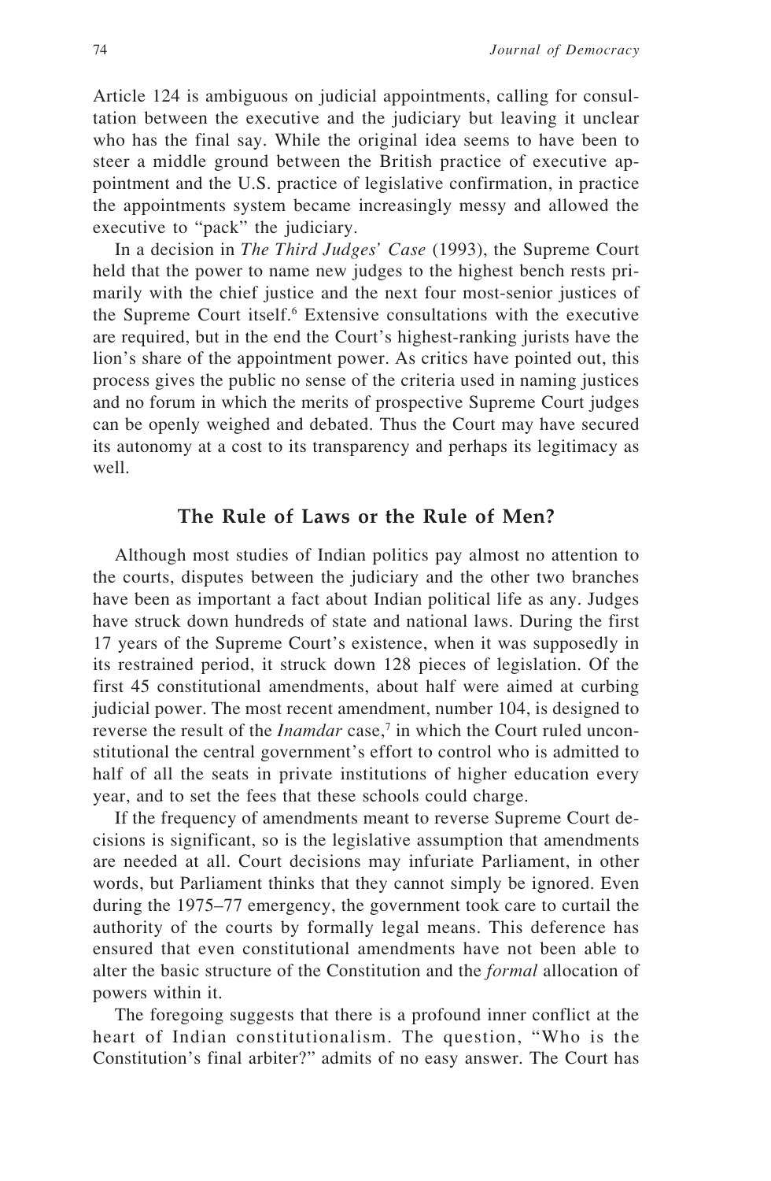Article 124 is ambiguous on judicial appointments, calling for consultation between the executive and the judiciary but leaving it unclear who has the final say. While the original idea seems to have been to steer a middle ground between the British practice of executive appointment and the U.S. practice of legislative confirmation, in practice the appointments system became increasingly messy and allowed the executive to "pack" the judiciary.

In a decision in *The Third Judges' Case* (1993), the Supreme Court held that the power to name new judges to the highest bench rests primarily with the chief justice and the next four most-senior justices of the Supreme Court itself.[6] Extensive consultations with the executive are required, but in the end the Court's highest-ranking jurists have the lion's share of the appointment power. As critics have pointed out, this process gives the public no sense of the criteria used in naming justices and no forum in which the merits of prospective Supreme Court judges can be openly weighed and debated. Thus the Court may have secured its autonomy at a cost to its transparency and perhaps its legitimacy as well.

## The Rule of Laws or the Rule of Men?

Although most studies of Indian politics pay almost no attention to the courts, disputes between the judiciary and the other two branches have been as important a fact about Indian political life as any. Judges have struck down hundreds of state and national laws. During the first 17 years of the Supreme Court's existence, when it was supposedly in its restrained period, it struck down 128 pieces of legislation. Of the first 45 constitutional amendments, about half were aimed at curbing judicial power. The most recent amendment, number 104, is designed to reverse the result of the *Inamdar* case,[7] in which the Court ruled unconstitutional the central government's effort to control who is admitted to half of all the seats in private institutions of higher education every year, and to set the fees that these schools could charge.

If the frequency of amendments meant to reverse Supreme Court decisions is significant, so is the legislative assumption that amendments are needed at all. Court decisions may infuriate Parliament, in other words, but Parliament thinks that they cannot simply be ignored. Even during the 1975–77 emergency, the government took care to curtail the authority of the courts by formally legal means. This deference has ensured that even constitutional amendments have not been able to alter the basic structure of the Constitution and the *formal* allocation of powers within it.

The foregoing suggests that there is a profound inner conflict at the heart of Indian constitutionalism. The question, "Who is the Constitution's final arbiter?" admits of no easy answer. The Court has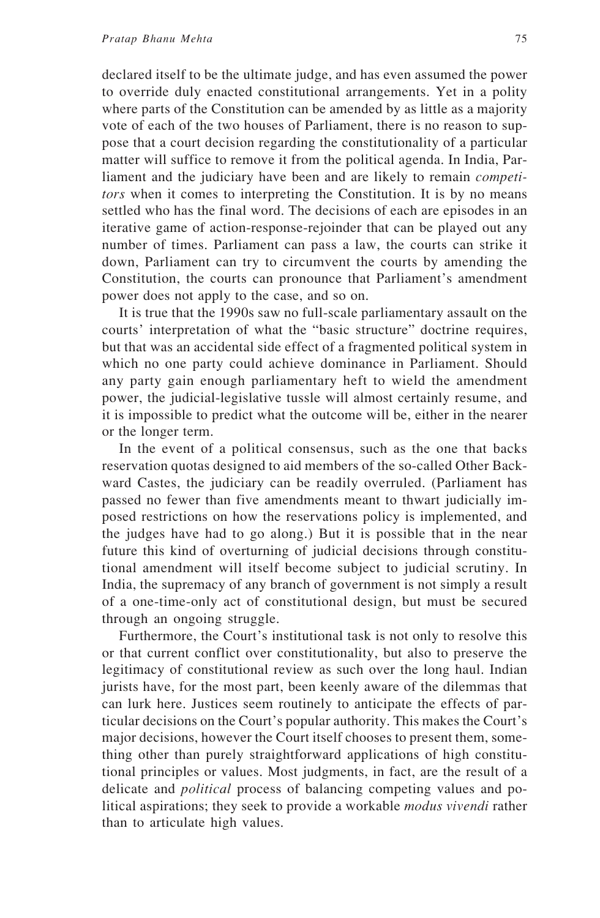declared itself to be the ultimate judge, and has even assumed the power to override duly enacted constitutional arrangements. Yet in a polity where parts of the Constitution can be amended by as little as a majority vote of each of the two houses of Parliament, there is no reason to suppose that a court decision regarding the constitutionality of a particular matter will suffice to remove it from the political agenda. In India, Parliament and the judiciary have been and are likely to remain *competitors* when it comes to interpreting the Constitution. It is by no means settled who has the final word. The decisions of each are episodes in an iterative game of action-response-rejoinder that can be played out any number of times. Parliament can pass a law, the courts can strike it down, Parliament can try to circumvent the courts by amending the Constitution, the courts can pronounce that Parliament's amendment power does not apply to the case, and so on.

It is true that the 1990s saw no full-scale parliamentary assault on the courts' interpretation of what the "basic structure" doctrine requires, but that was an accidental side effect of a fragmented political system in which no one party could achieve dominance in Parliament. Should any party gain enough parliamentary heft to wield the amendment power, the judicial-legislative tussle will almost certainly resume, and it is impossible to predict what the outcome will be, either in the nearer or the longer term.

In the event of a political consensus, such as the one that backs reservation quotas designed to aid members of the so-called Other Backward Castes, the judiciary can be readily overruled. (Parliament has passed no fewer than five amendments meant to thwart judicially imposed restrictions on how the reservations policy is implemented, and the judges have had to go along.) But it is possible that in the near future this kind of overturning of judicial decisions through constitutional amendment will itself become subject to judicial scrutiny. In India, the supremacy of any branch of government is not simply a result of a one-time-only act of constitutional design, but must be secured through an ongoing struggle.

Furthermore, the Court's institutional task is not only to resolve this or that current conflict over constitutionality, but also to preserve the legitimacy of constitutional review as such over the long haul. Indian jurists have, for the most part, been keenly aware of the dilemmas that can lurk here. Justices seem routinely to anticipate the effects of particular decisions on the Court's popular authority. This makes the Court's major decisions, however the Court itself chooses to present them, something other than purely straightforward applications of high constitutional principles or values. Most judgments, in fact, are the result of a delicate and *political* process of balancing competing values and political aspirations; they seek to provide a workable *modus vivendi* rather than to articulate high values.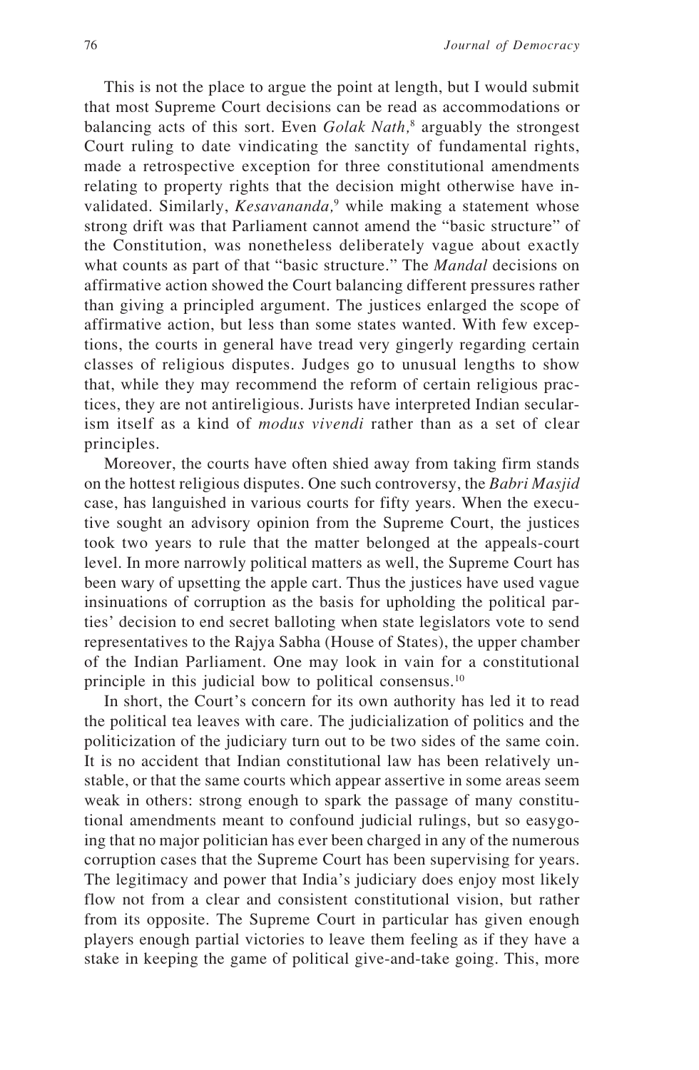This is not the place to argue the point at length, but I would submit that most Supreme Court decisions can be read as accommodations or balancing acts of this sort. Even *Golak Nath,*[8] arguably the strongest Court ruling to date vindicating the sanctity of fundamental rights, made a retrospective exception for three constitutional amendments relating to property rights that the decision might otherwise have invalidated. Similarly, *Kesavananda,*[9] while making a statement whose strong drift was that Parliament cannot amend the "basic structure" of the Constitution, was nonetheless deliberately vague about exactly what counts as part of that "basic structure." The *Mandal* decisions on affirmative action showed the Court balancing different pressures rather than giving a principled argument. The justices enlarged the scope of affirmative action, but less than some states wanted. With few exceptions, the courts in general have tread very gingerly regarding certain classes of religious disputes. Judges go to unusual lengths to show that, while they may recommend the reform of certain religious practices, they are not antireligious. Jurists have interpreted Indian secularism itself as a kind of *modus vivendi* rather than as a set of clear principles.

Moreover, the courts have often shied away from taking firm stands on the hottest religious disputes. One such controversy, the *Babri Masjid* case, has languished in various courts for fifty years. When the executive sought an advisory opinion from the Supreme Court, the justices took two years to rule that the matter belonged at the appeals-court level. In more narrowly political matters as well, the Supreme Court has been wary of upsetting the apple cart. Thus the justices have used vague insinuations of corruption as the basis for upholding the political parties' decision to end secret balloting when state legislators vote to send representatives to the Rajya Sabha (House of States), the upper chamber of the Indian Parliament. One may look in vain for a constitutional principle in this judicial bow to political consensus.[10]

In short, the Court's concern for its own authority has led it to read the political tea leaves with care. The judicialization of politics and the politicization of the judiciary turn out to be two sides of the same coin. It is no accident that Indian constitutional law has been relatively unstable, or that the same courts which appear assertive in some areas seem weak in others: strong enough to spark the passage of many constitutional amendments meant to confound judicial rulings, but so easygoing that no major politician has ever been charged in any of the numerous corruption cases that the Supreme Court has been supervising for years. The legitimacy and power that India's judiciary does enjoy most likely flow not from a clear and consistent constitutional vision, but rather from its opposite. The Supreme Court in particular has given enough players enough partial victories to leave them feeling as if they have a stake in keeping the game of political give-and-take going. This, more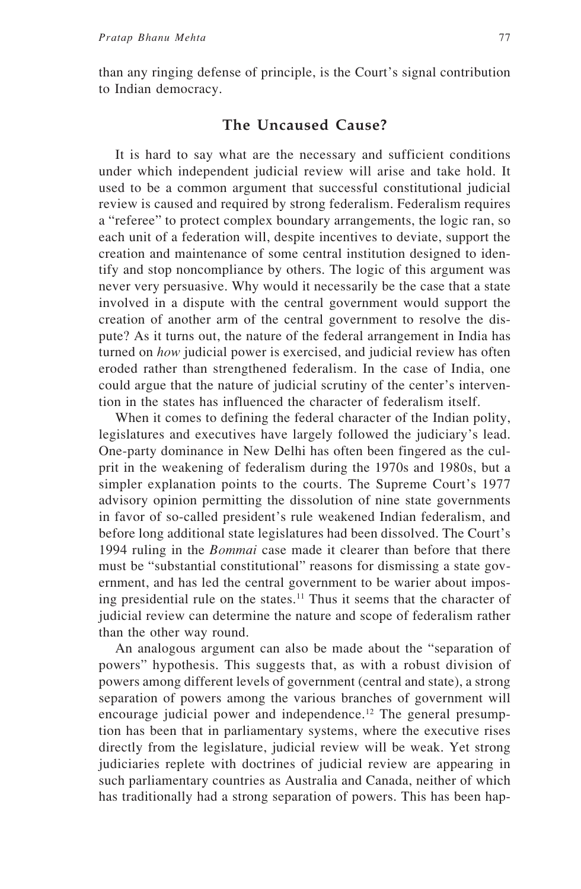than any ringing defense of principle, is the Court's signal contribution to Indian democracy.

## The Uncaused Cause?

It is hard to say what are the necessary and sufficient conditions under which independent judicial review will arise and take hold. It used to be a common argument that successful constitutional judicial review is caused and required by strong federalism. Federalism requires a "referee" to protect complex boundary arrangements, the logic ran, so each unit of a federation will, despite incentives to deviate, support the creation and maintenance of some central institution designed to identify and stop noncompliance by others. The logic of this argument was never very persuasive. Why would it necessarily be the case that a state involved in a dispute with the central government would support the creation of another arm of the central government to resolve the dispute? As it turns out, the nature of the federal arrangement in India has turned on *how* judicial power is exercised, and judicial review has often eroded rather than strengthened federalism. In the case of India, one could argue that the nature of judicial scrutiny of the center's intervention in the states has influenced the character of federalism itself.

When it comes to defining the federal character of the Indian polity, legislatures and executives have largely followed the judiciary's lead. One-party dominance in New Delhi has often been fingered as the culprit in the weakening of federalism during the 1970s and 1980s, but a simpler explanation points to the courts. The Supreme Court's 1977 advisory opinion permitting the dissolution of nine state governments in favor of so-called president's rule weakened Indian federalism, and before long additional state legislatures had been dissolved. The Court's 1994 ruling in the *Bommai* case made it clearer than before that there must be "substantial constitutional" reasons for dismissing a state government, and has led the central government to be warier about imposing presidential rule on the states.[11] Thus it seems that the character of judicial review can determine the nature and scope of federalism rather than the other way round.

An analogous argument can also be made about the "separation of powers" hypothesis. This suggests that, as with a robust division of powers among different levels of government (central and state), a strong separation of powers among the various branches of government will encourage judicial power and independence.[12] The general presumption has been that in parliamentary systems, where the executive rises directly from the legislature, judicial review will be weak. Yet strong judiciaries replete with doctrines of judicial review are appearing in such parliamentary countries as Australia and Canada, neither of which has traditionally had a strong separation of powers. This has been hap-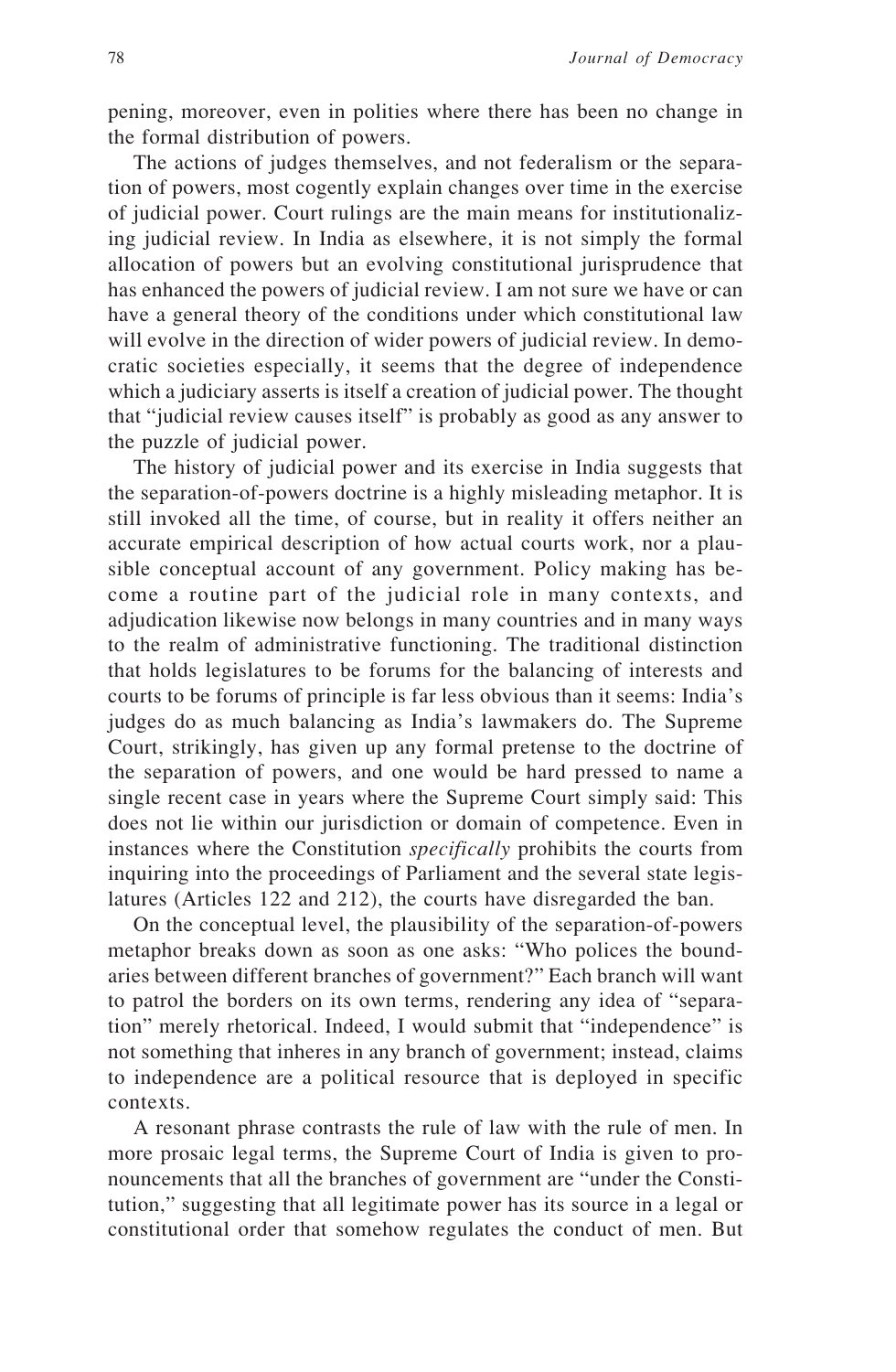pening, moreover, even in polities where there has been no change in the formal distribution of powers.

The actions of judges themselves, and not federalism or the separation of powers, most cogently explain changes over time in the exercise of judicial power. Court rulings are the main means for institutionalizing judicial review. In India as elsewhere, it is not simply the formal allocation of powers but an evolving constitutional jurisprudence that has enhanced the powers of judicial review. I am not sure we have or can have a general theory of the conditions under which constitutional law will evolve in the direction of wider powers of judicial review. In democratic societies especially, it seems that the degree of independence which a judiciary asserts is itself a creation of judicial power. The thought that "judicial review causes itself" is probably as good as any answer to the puzzle of judicial power.

The history of judicial power and its exercise in India suggests that the separation-of-powers doctrine is a highly misleading metaphor. It is still invoked all the time, of course, but in reality it offers neither an accurate empirical description of how actual courts work, nor a plausible conceptual account of any government. Policy making has become a routine part of the judicial role in many contexts, and adjudication likewise now belongs in many countries and in many ways to the realm of administrative functioning. The traditional distinction that holds legislatures to be forums for the balancing of interests and courts to be forums of principle is far less obvious than it seems: India's judges do as much balancing as India's lawmakers do. The Supreme Court, strikingly, has given up any formal pretense to the doctrine of the separation of powers, and one would be hard pressed to name a single recent case in years where the Supreme Court simply said: This does not lie within our jurisdiction or domain of competence. Even in instances where the Constitution *specifically* prohibits the courts from inquiring into the proceedings of Parliament and the several state legislatures (Articles 122 and 212), the courts have disregarded the ban.

On the conceptual level, the plausibility of the separation-of-powers metaphor breaks down as soon as one asks: "Who polices the boundaries between different branches of government?" Each branch will want to patrol the borders on its own terms, rendering any idea of "separation" merely rhetorical. Indeed, I would submit that "independence" is not something that inheres in any branch of government; instead, claims to independence are a political resource that is deployed in specific contexts.

A resonant phrase contrasts the rule of law with the rule of men. In more prosaic legal terms, the Supreme Court of India is given to pronouncements that all the branches of government are "under the Constitution," suggesting that all legitimate power has its source in a legal or constitutional order that somehow regulates the conduct of men. But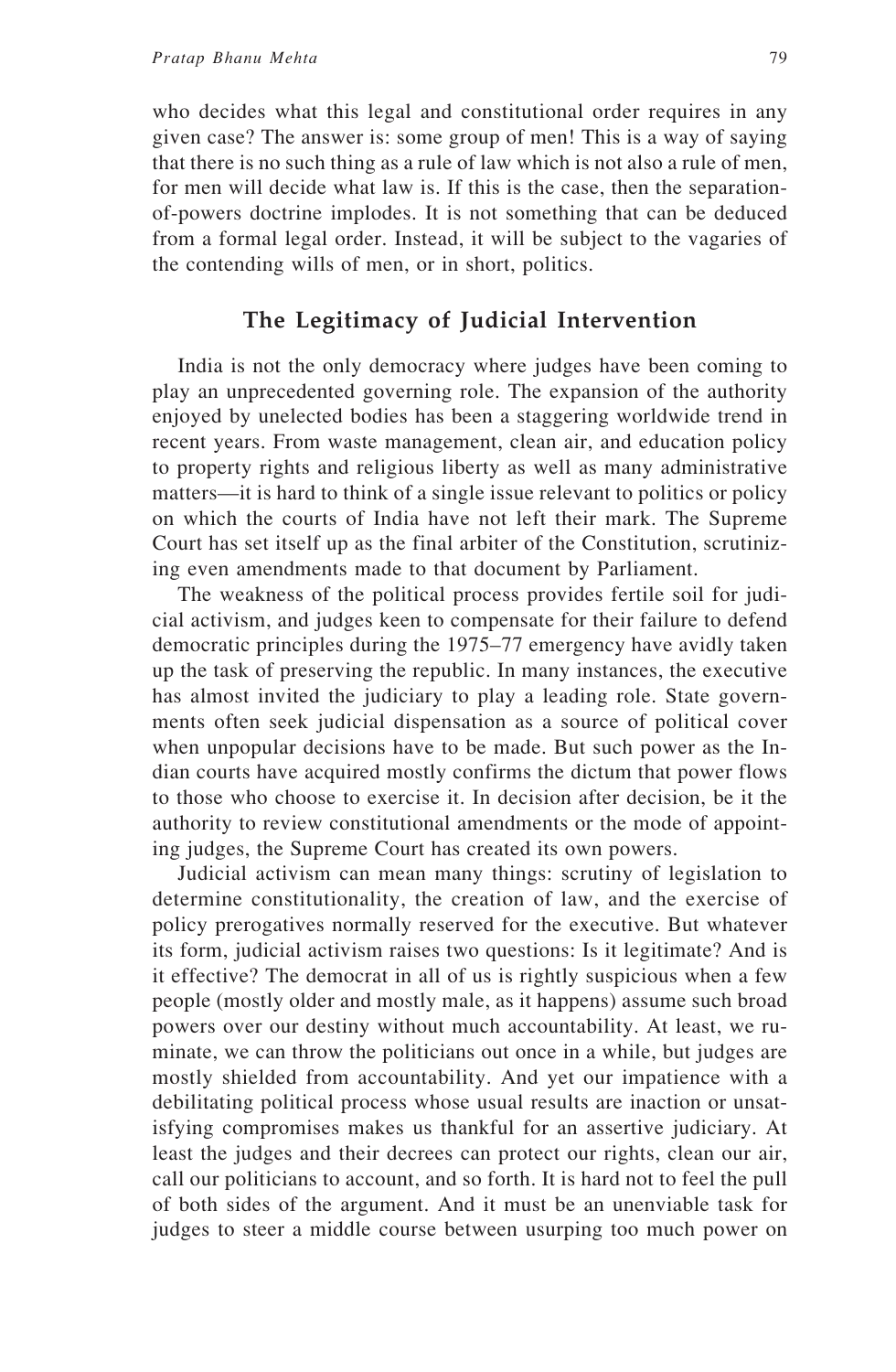who decides what this legal and constitutional order requires in any given case? The answer is: some group of men! This is a way of saying that there is no such thing as a rule of law which is not also a rule of men, for men will decide what law is. If this is the case, then the separation-of-powers doctrine implodes. It is not something that can be deduced from a formal legal order. Instead, it will be subject to the vagaries of the contending wills of men, or in short, politics.

## The Legitimacy of Judicial Intervention

India is not the only democracy where judges have been coming to play an unprecedented governing role. The expansion of the authority enjoyed by unelected bodies has been a staggering worldwide trend in recent years. From waste management, clean air, and education policy to property rights and religious liberty as well as many administrative matters—it is hard to think of a single issue relevant to politics or policy on which the courts of India have not left their mark. The Supreme Court has set itself up as the final arbiter of the Constitution, scrutinizing even amendments made to that document by Parliament.

The weakness of the political process provides fertile soil for judicial activism, and judges keen to compensate for their failure to defend democratic principles during the 1975–77 emergency have avidly taken up the task of preserving the republic. In many instances, the executive has almost invited the judiciary to play a leading role. State governments often seek judicial dispensation as a source of political cover when unpopular decisions have to be made. But such power as the Indian courts have acquired mostly confirms the dictum that power flows to those who choose to exercise it. In decision after decision, be it the authority to review constitutional amendments or the mode of appointing judges, the Supreme Court has created its own powers.

Judicial activism can mean many things: scrutiny of legislation to determine constitutionality, the creation of law, and the exercise of policy prerogatives normally reserved for the executive. But whatever its form, judicial activism raises two questions: Is it legitimate? And is it effective? The democrat in all of us is rightly suspicious when a few people (mostly older and mostly male, as it happens) assume such broad powers over our destiny without much accountability. At least, we ruminate, we can throw the politicians out once in a while, but judges are mostly shielded from accountability. And yet our impatience with a debilitating political process whose usual results are inaction or unsatisfying compromises makes us thankful for an assertive judiciary. At least the judges and their decrees can protect our rights, clean our air, call our politicians to account, and so forth. It is hard not to feel the pull of both sides of the argument. And it must be an unenviable task for judges to steer a middle course between usurping too much power on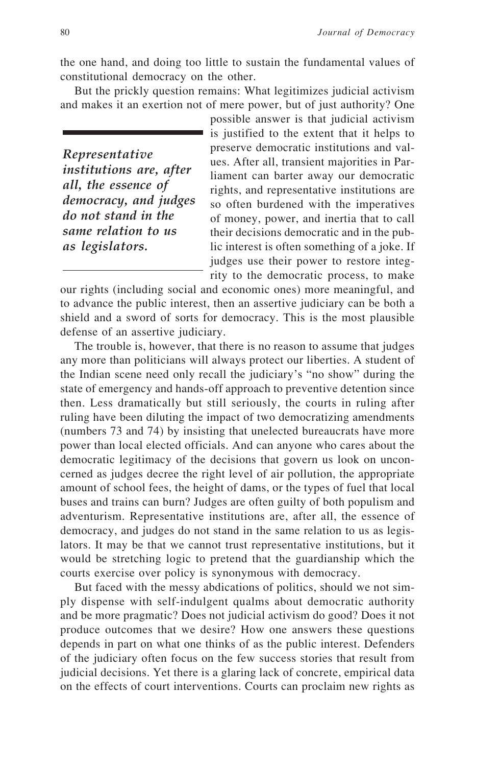the one hand, and doing too little to sustain the fundamental values of constitutional democracy on the other.

But the prickly question remains: What legitimizes judicial activism and makes it an exertion not of mere power, but of just authority? One possible answer is that judicial activism is justified to the extent that it helps to preserve democratic institutions and values. After all, transient majorities in Parliament can barter away our democratic rights, and representative institutions are so often burdened with the imperatives of money, power, and inertia that to call their decisions democratic and in the public interest is often something of a joke. If judges use their power to restore integrity to the democratic process, to make our rights (including social and economic ones) more meaningful, and to advance the public interest, then an assertive judiciary can be both a shield and a sword of sorts for democracy. This is the most plausible defense of an assertive judiciary.

*Representative institutions are, after all, the essence of democracy, and judges do not stand in the same relation to us as legislators.*

The trouble is, however, that there is no reason to assume that judges any more than politicians will always protect our liberties. A student of the Indian scene need only recall the judiciary's "no show" during the state of emergency and hands-off approach to preventive detention since then. Less dramatically but still seriously, the courts in ruling after ruling have been diluting the impact of two democratizing amendments (numbers 73 and 74) by insisting that unelected bureaucrats have more power than local elected officials. And can anyone who cares about the democratic legitimacy of the decisions that govern us look on unconcerned as judges decree the right level of air pollution, the appropriate amount of school fees, the height of dams, or the types of fuel that local buses and trains can burn? Judges are often guilty of both populism and adventurism. Representative institutions are, after all, the essence of democracy, and judges do not stand in the same relation to us as legislators. It may be that we cannot trust representative institutions, but it would be stretching logic to pretend that the guardianship which the courts exercise over policy is synonymous with democracy.

But faced with the messy abdications of politics, should we not simply dispense with self-indulgent qualms about democratic authority and be more pragmatic? Does not judicial activism do good? Does it not produce outcomes that we desire? How one answers these questions depends in part on what one thinks of as the public interest. Defenders of the judiciary often focus on the few success stories that result from judicial decisions. Yet there is a glaring lack of concrete, empirical data on the effects of court interventions. Courts can proclaim new rights as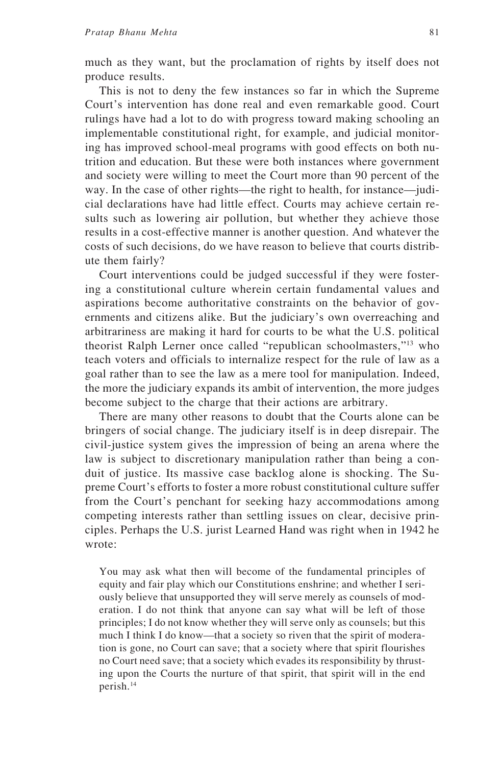much as they want, but the proclamation of rights by itself does not produce results.

This is not to deny the few instances so far in which the Supreme Court's intervention has done real and even remarkable good. Court rulings have had a lot to do with progress toward making schooling an implementable constitutional right, for example, and judicial monitoring has improved school-meal programs with good effects on both nutrition and education. But these were both instances where government and society were willing to meet the Court more than 90 percent of the way. In the case of other rights—the right to health, for instance—judicial declarations have had little effect. Courts may achieve certain results such as lowering air pollution, but whether they achieve those results in a cost-effective manner is another question. And whatever the costs of such decisions, do we have reason to believe that courts distribute them fairly?

Court interventions could be judged successful if they were fostering a constitutional culture wherein certain fundamental values and aspirations become authoritative constraints on the behavior of governments and citizens alike. But the judiciary's own overreaching and arbitrariness are making it hard for courts to be what the U.S. political theorist Ralph Lerner once called "republican schoolmasters,"[13] who teach voters and officials to internalize respect for the rule of law as a goal rather than to see the law as a mere tool for manipulation. Indeed, the more the judiciary expands its ambit of intervention, the more judges become subject to the charge that their actions are arbitrary.

There are many other reasons to doubt that the Courts alone can be bringers of social change. The judiciary itself is in deep disrepair. The civil-justice system gives the impression of being an arena where the law is subject to discretionary manipulation rather than being a conduit of justice. Its massive case backlog alone is shocking. The Supreme Court's efforts to foster a more robust constitutional culture suffer from the Court's penchant for seeking hazy accommodations among competing interests rather than settling issues on clear, decisive principles. Perhaps the U.S. jurist Learned Hand was right when in 1942 he wrote:

> You may ask what then will become of the fundamental principles of equity and fair play which our Constitutions enshrine; and whether I seriously believe that unsupported they will serve merely as counsels of moderation. I do not think that anyone can say what will be left of those principles; I do not know whether they will serve only as counsels; but this much I think I do know—that a society so riven that the spirit of moderation is gone, no Court can save; that a society where that spirit flourishes no Court need save; that a society which evades its responsibility by thrusting upon the Courts the nurture of that spirit, that spirit will in the end perish.[14]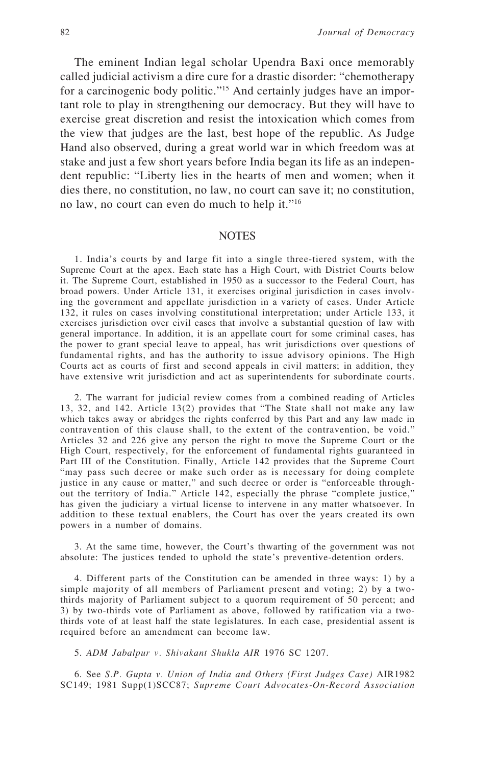The eminent Indian legal scholar Upendra Baxi once memorably called judicial activism a dire cure for a drastic disorder: "chemotherapy for a carcinogenic body politic."[15] And certainly judges have an important role to play in strengthening our democracy. But they will have to exercise great discretion and resist the intoxication which comes from the view that judges are the last, best hope of the republic. As Judge Hand also observed, during a great world war in which freedom was at stake and just a few short years before India began its life as an independent republic: "Liberty lies in the hearts of men and women; when it dies there, no constitution, no law, no court can save it; no constitution, no law, no court can even do much to help it."[16]

## NOTES

1. India's courts by and large fit into a single three-tiered system, with the Supreme Court at the apex. Each state has a High Court, with District Courts below it. The Supreme Court, established in 1950 as a successor to the Federal Court, has broad powers. Under Article 131, it exercises original jurisdiction in cases involving the government and appellate jurisdiction in a variety of cases. Under Article 132, it rules on cases involving constitutional interpretation; under Article 133, it exercises jurisdiction over civil cases that involve a substantial question of law with general importance. In addition, it is an appellate court for some criminal cases, has the power to grant special leave to appeal, has writ jurisdictions over questions of fundamental rights, and has the authority to issue advisory opinions. The High Courts act as courts of first and second appeals in civil matters; in addition, they have extensive writ jurisdiction and act as superintendents for subordinate courts.

2. The warrant for judicial review comes from a combined reading of Articles 13, 32, and 142. Article 13(2) provides that "The State shall not make any law which takes away or abridges the rights conferred by this Part and any law made in contravention of this clause shall, to the extent of the contravention, be void." Articles 32 and 226 give any person the right to move the Supreme Court or the High Court, respectively, for the enforcement of fundamental rights guaranteed in Part III of the Constitution. Finally, Article 142 provides that the Supreme Court "may pass such decree or make such order as is necessary for doing complete justice in any cause or matter," and such decree or order is "enforceable throughout the territory of India." Article 142, especially the phrase "complete justice," has given the judiciary a virtual license to intervene in any matter whatsoever. In addition to these textual enablers, the Court has over the years created its own powers in a number of domains.

3. At the same time, however, the Court's thwarting of the government was not absolute: The justices tended to uphold the state's preventive-detention orders.

4. Different parts of the Constitution can be amended in three ways: 1) by a simple majority of all members of Parliament present and voting; 2) by a two-thirds majority of Parliament subject to a quorum requirement of 50 percent; and 3) by two-thirds vote of Parliament as above, followed by ratification via a two-thirds vote of at least half the state legislatures. In each case, presidential assent is required before an amendment can become law.

5. *ADM Jabalpur v. Shivakant Shukla AIR* 1976 SC 1207.

6. See *S.P. Gupta v. Union of India and Others (First Judges Case)* AIR1982 SC149; 1981 Supp(1)SCC87; *Supreme Court Advocates-On-Record Association*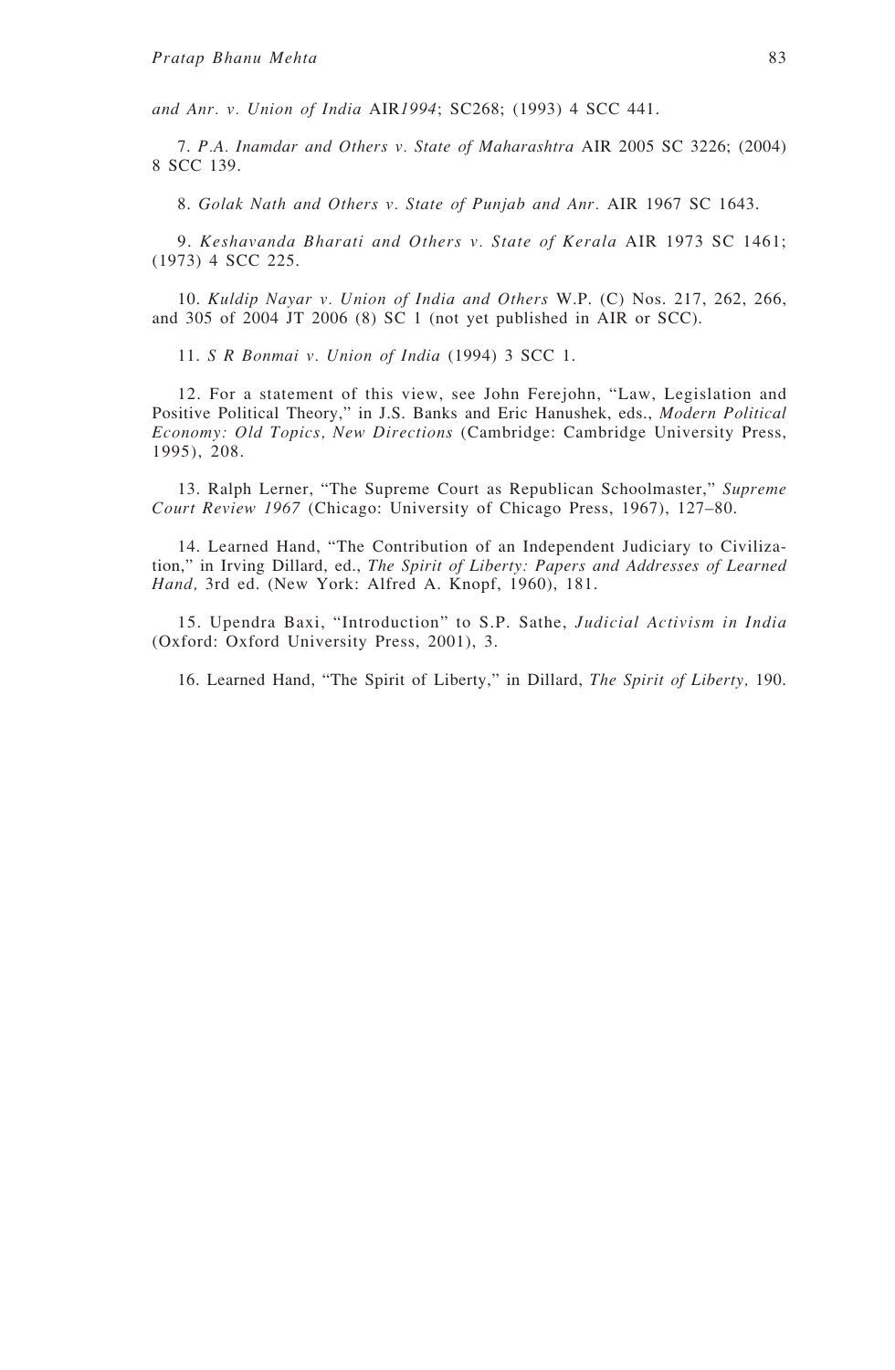*and Anr. v. Union of India* AIR*1994*; SC268; (1993) 4 SCC 441.

7. *P.A. Inamdar and Others v. State of Maharashtra* AIR 2005 SC 3226; (2004) 8 SCC 139.

8. *Golak Nath and Others v. State of Punjab and Anr.* AIR 1967 SC 1643.

9. *Keshavanda Bharati and Others v. State of Kerala* AIR 1973 SC 1461; (1973) 4 SCC 225.

10. *Kuldip Nayar v. Union of India and Others* W.P. (C) Nos. 217, 262, 266, and 305 of 2004 JT 2006 (8) SC 1 (not yet published in AIR or SCC).

11. *S R Bonmai v. Union of India* (1994) 3 SCC 1.

12. For a statement of this view, see John Ferejohn, "Law, Legislation and Positive Political Theory," in J.S. Banks and Eric Hanushek, eds., *Modern Political Economy: Old Topics, New Directions* (Cambridge: Cambridge University Press, 1995), 208.

13. Ralph Lerner, "The Supreme Court as Republican Schoolmaster," *Supreme Court Review 1967* (Chicago: University of Chicago Press, 1967), 127–80.

14. Learned Hand, "The Contribution of an Independent Judiciary to Civilization," in Irving Dillard, ed., *The Spirit of Liberty: Papers and Addresses of Learned Hand,* 3rd ed. (New York: Alfred A. Knopf, 1960), 181.

15. Upendra Baxi, "Introduction" to S.P. Sathe, *Judicial Activism in India* (Oxford: Oxford University Press, 2001), 3.

16. Learned Hand, "The Spirit of Liberty," in Dillard, *The Spirit of Liberty,* 190.